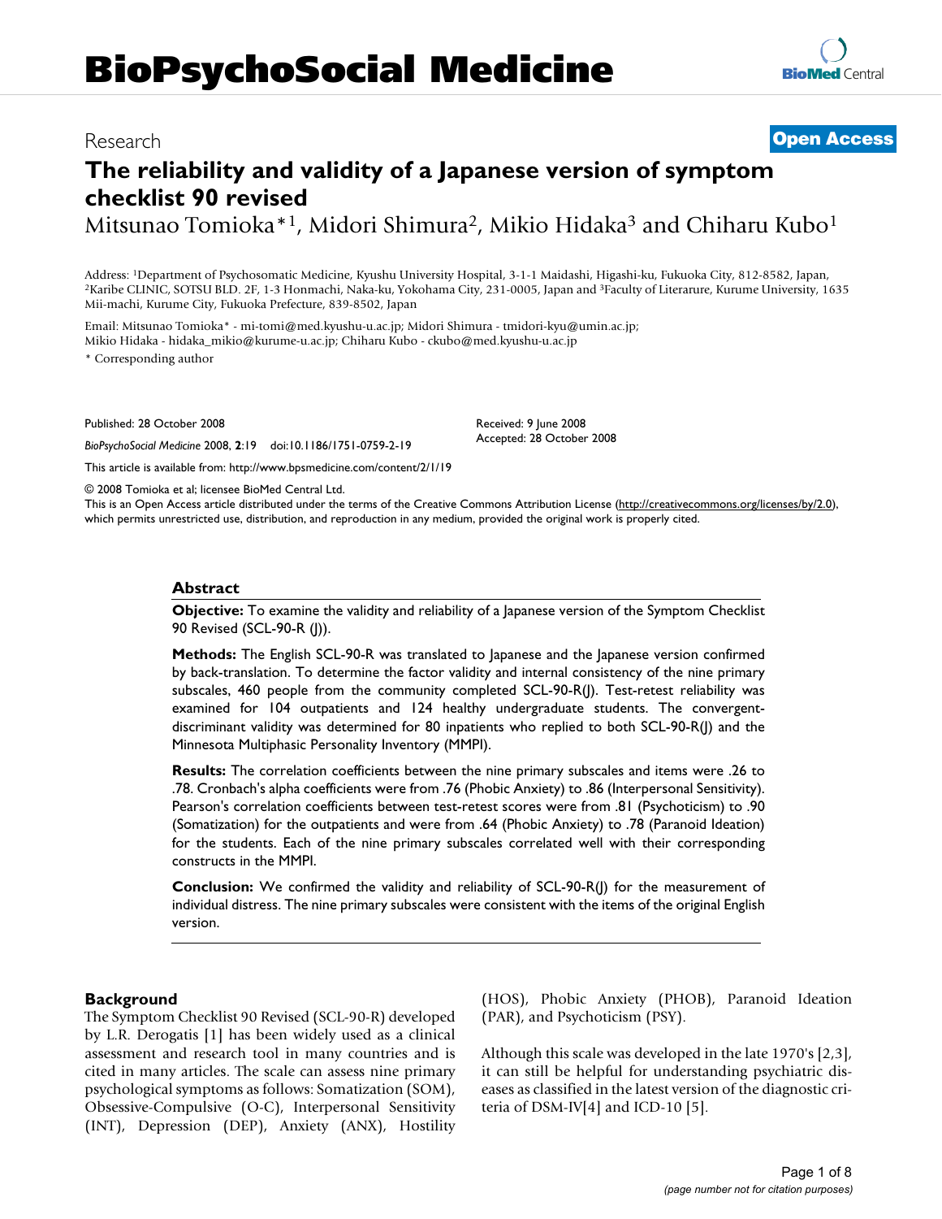# BioPsychoSocial Medicine

Research **Open Access**

## The reliability and validity of a Japanese version of symptom checklist 90 revised

Mitsunao Tomioka*[1], Midori Shimura[2], Mikio Hidaka[3] and Chiharu Kubo[1]

Address: [1]Department of Psychosomatic Medicine, Kyushu University Hospital, 3-1-1 Maidashi, Higashi-ku, Fukuoka City, 812-8582, Japan, [2]Karibe CLINIC, SOTSU BLD. 2F, 1-3 Honmachi, Naka-ku, Yokohama City, 231-0005, Japan and [3]Faculty of Literarure, Kurume University, 1635 Mii-machi, Kurume City, Fukuoka Prefecture, 839-8502, Japan

Email: Mitsunao Tomioka* - mi-tomi@med.kyushu-u.ac.jp; Midori Shimura - tmidori-kyu@umin.ac.jp; Mikio Hidaka - hidaka_mikio@kurume-u.ac.jp; Chiharu Kubo - ckubo@med.kyushu-u.ac.jp

* Corresponding author

Published: 28 October 2008

*BioPsychoSocial Medicine* 2008, **2**:19 doi:10.1186/1751-0759-2-19

Received: 9 June 2008
Accepted: 28 October 2008

This article is available from: http://www.bpsmedicine.com/content/2/1/19

© 2008 Tomioka et al; licensee BioMed Central Ltd.
This is an Open Access article distributed under the terms of the Creative Commons Attribution License (http://creativecommons.org/licenses/by/2.0), which permits unrestricted use, distribution, and reproduction in any medium, provided the original work is properly cited.

### Abstract

**Objective:** To examine the validity and reliability of a Japanese version of the Symptom Checklist 90 Revised (SCL-90-R (J)).

**Methods:** The English SCL-90-R was translated to Japanese and the Japanese version confirmed by back-translation. To determine the factor validity and internal consistency of the nine primary subscales, 460 people from the community completed SCL-90-R(J). Test-retest reliability was examined for 104 outpatients and 124 healthy undergraduate students. The convergent-discriminant validity was determined for 80 inpatients who replied to both SCL-90-R(J) and the Minnesota Multiphasic Personality Inventory (MMPI).

**Results:** The correlation coefficients between the nine primary subscales and items were .26 to .78. Cronbach's alpha coefficients were from .76 (Phobic Anxiety) to .86 (Interpersonal Sensitivity). Pearson's correlation coefficients between test-retest scores were from .81 (Psychoticism) to .90 (Somatization) for the outpatients and were from .64 (Phobic Anxiety) to .78 (Paranoid Ideation) for the students. Each of the nine primary subscales correlated well with their corresponding constructs in the MMPI.

**Conclusion:** We confirmed the validity and reliability of SCL-90-R(J) for the measurement of individual distress. The nine primary subscales were consistent with the items of the original English version.

### Background

The Symptom Checklist 90 Revised (SCL-90-R) developed by L.R. Derogatis [1] has been widely used as a clinical assessment and research tool in many countries and is cited in many articles. The scale can assess nine primary psychological symptoms as follows: Somatization (SOM), Obsessive-Compulsive (O-C), Interpersonal Sensitivity (INT), Depression (DEP), Anxiety (ANX), Hostility (HOS), Phobic Anxiety (PHOB), Paranoid Ideation (PAR), and Psychoticism (PSY).

Although this scale was developed in the late 1970's [2,3], it can still be helpful for understanding psychiatric diseases as classified in the latest version of the diagnostic criteria of DSM-IV[4] and ICD-10 [5].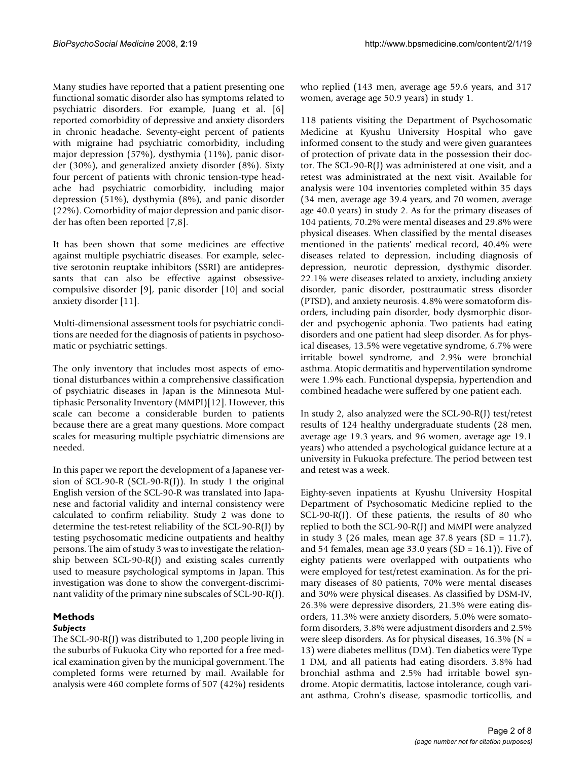Many studies have reported that a patient presenting one functional somatic disorder also has symptoms related to psychiatric disorders. For example, Juang et al. [6] reported comorbidity of depressive and anxiety disorders in chronic headache. Seventy-eight percent of patients with migraine had psychiatric comorbidity, including major depression (57%), dysthymia (11%), panic disorder (30%), and generalized anxiety disorder (8%). Sixty four percent of patients with chronic tension-type headache had psychiatric comorbidity, including major depression (51%), dysthymia (8%), and panic disorder (22%). Comorbidity of major depression and panic disorder has often been reported [7,8].

It has been shown that some medicines are effective against multiple psychiatric diseases. For example, selective serotonin reuptake inhibitors (SSRI) are antidepressants that can also be effective against obsessive-compulsive disorder [9], panic disorder [10] and social anxiety disorder [11].

Multi-dimensional assessment tools for psychiatric conditions are needed for the diagnosis of patients in psychosomatic or psychiatric settings.

The only inventory that includes most aspects of emotional disturbances within a comprehensive classification of psychiatric diseases in Japan is the Minnesota Multiphasic Personality Inventory (MMPI)[12]. However, this scale can become a considerable burden to patients because there are a great many questions. More compact scales for measuring multiple psychiatric dimensions are needed.

In this paper we report the development of a Japanese version of SCL-90-R (SCL-90-R(J)). In study 1 the original English version of the SCL-90-R was translated into Japanese and factorial validity and internal consistency were calculated to confirm reliability. Study 2 was done to determine the test-retest reliability of the SCL-90-R(J) by testing psychosomatic medicine outpatients and healthy persons. The aim of study 3 was to investigate the relationship between SCL-90-R(J) and existing scales currently used to measure psychological symptoms in Japan. This investigation was done to show the convergent-discriminant validity of the primary nine subscales of SCL-90-R(J).

## Methods

### *Subjects*

The SCL-90-R(J) was distributed to 1,200 people living in the suburbs of Fukuoka City who reported for a free medical examination given by the municipal government. The completed forms were returned by mail. Available for analysis were 460 complete forms of 507 (42%) residents who replied (143 men, average age 59.6 years, and 317 women, average age 50.9 years) in study 1.

118 patients visiting the Department of Psychosomatic Medicine at Kyushu University Hospital who gave informed consent to the study and were given guarantees of protection of private data in the possession their doctor. The SCL-90-R(J) was administered at one visit, and a retest was administrated at the next visit. Available for analysis were 104 inventories completed within 35 days (34 men, average age 39.4 years, and 70 women, average age 40.0 years) in study 2. As for the primary diseases of 104 patients, 70.2% were mental diseases and 29.8% were physical diseases. When classified by the mental diseases mentioned in the patients' medical record, 40.4% were diseases related to depression, including diagnosis of depression, neurotic depression, dysthymic disorder. 22.1% were diseases related to anxiety, including anxiety disorder, panic disorder, posttraumatic stress disorder (PTSD), and anxiety neurosis. 4.8% were somatoform disorders, including pain disorder, body dysmorphic disorder and psychogenic aphonia. Two patients had eating disorders and one patient had sleep disorder. As for physical diseases, 13.5% were vegetative syndrome, 6.7% were irritable bowel syndrome, and 2.9% were bronchial asthma. Atopic dermatitis and hyperventilation syndrome were 1.9% each. Functional dyspepsia, hypertendion and combined headache were suffered by one patient each.

In study 2, also analyzed were the SCL-90-R(J) test/retest results of 124 healthy undergraduate students (28 men, average age 19.3 years, and 96 women, average age 19.1 years) who attended a psychological guidance lecture at a university in Fukuoka prefecture. The period between test and retest was a week.

Eighty-seven inpatients at Kyushu University Hospital Department of Psychosomatic Medicine replied to the SCL-90-R(J). Of these patients, the results of 80 who replied to both the SCL-90-R(J) and MMPI were analyzed in study 3 (26 males, mean age 37.8 years (SD = 11.7), and 54 females, mean age 33.0 years (SD = 16.1)). Five of eighty patients were overlapped with outpatients who were employed for test/retest examination. As for the primary diseases of 80 patients, 70% were mental diseases and 30% were physical diseases. As classified by DSM-IV, 26.3% were depressive disorders, 21.3% were eating disorders, 11.3% were anxiety disorders, 5.0% were somatoform disorders, 3.8% were adjustment disorders and 2.5% were sleep disorders. As for physical diseases, 16.3% (N = 13) were diabetes mellitus (DM). Ten diabetics were Type 1 DM, and all patients had eating disorders. 3.8% had bronchial asthma and 2.5% had irritable bowel syndrome. Atopic dermatitis, lactose intolerance, cough variant asthma, Crohn's disease, spasmodic torticollis, and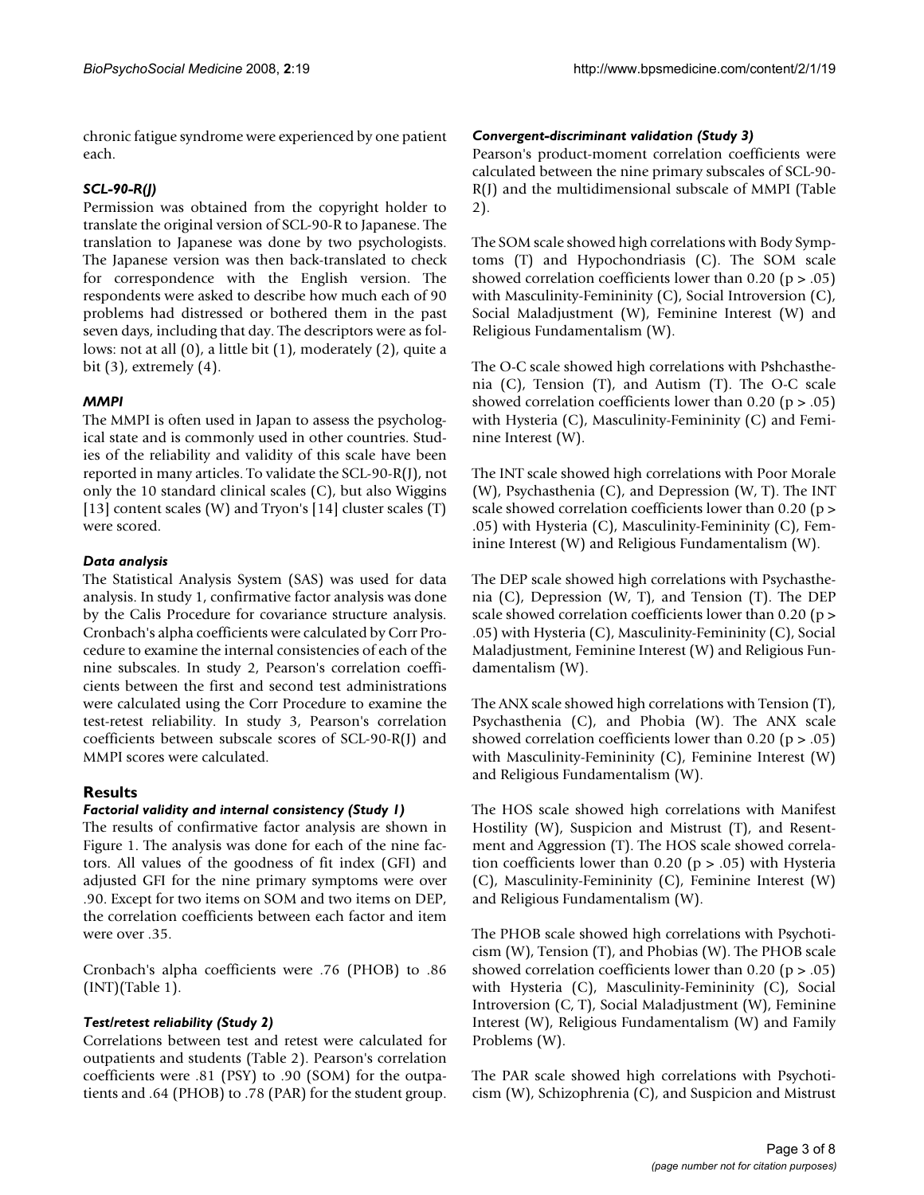chronic fatigue syndrome were experienced by one patient each.

### *SCL-90-R(J)*

Permission was obtained from the copyright holder to translate the original version of SCL-90-R to Japanese. The translation to Japanese was done by two psychologists. The Japanese version was then back-translated to check for correspondence with the English version. The respondents were asked to describe how much each of 90 problems had distressed or bothered them in the past seven days, including that day. The descriptors were as follows: not at all (0), a little bit (1), moderately (2), quite a bit (3), extremely (4).

### *MMPI*

The MMPI is often used in Japan to assess the psychological state and is commonly used in other countries. Studies of the reliability and validity of this scale have been reported in many articles. To validate the SCL-90-R(J), not only the 10 standard clinical scales (C), but also Wiggins [13] content scales (W) and Tryon's [14] cluster scales (T) were scored.

### *Data analysis*

The Statistical Analysis System (SAS) was used for data analysis. In study 1, confirmative factor analysis was done by the Calis Procedure for covariance structure analysis. Cronbach's alpha coefficients were calculated by Corr Procedure to examine the internal consistencies of each of the nine subscales. In study 2, Pearson's correlation coefficients between the first and second test administrations were calculated using the Corr Procedure to examine the test-retest reliability. In study 3, Pearson's correlation coefficients between subscale scores of SCL-90-R(J) and MMPI scores were calculated.

## Results

### *Factorial validity and internal consistency (Study 1)*

The results of confirmative factor analysis are shown in Figure 1. The analysis was done for each of the nine factors. All values of the goodness of fit index (GFI) and adjusted GFI for the nine primary symptoms were over .90. Except for two items on SOM and two items on DEP, the correlation coefficients between each factor and item were over .35.

Cronbach's alpha coefficients were .76 (PHOB) to .86 (INT)(Table 1).

### *Test/retest reliability (Study 2)*

Correlations between test and retest were calculated for outpatients and students (Table 2). Pearson's correlation coefficients were .81 (PSY) to .90 (SOM) for the outpatients and .64 (PHOB) to .78 (PAR) for the student group.

### *Convergent-discriminant validation (Study 3)*

Pearson's product-moment correlation coefficients were calculated between the nine primary subscales of SCL-90-R(J) and the multidimensional subscale of MMPI (Table 2).

The SOM scale showed high correlations with Body Symptoms (T) and Hypochondriasis (C). The SOM scale showed correlation coefficients lower than 0.20 ($p > .05$) with Masculinity-Femininity (C), Social Introversion (C), Social Maladjustment (W), Feminine Interest (W) and Religious Fundamentalism (W).

The O-C scale showed high correlations with Pshchasthenia (C), Tension (T), and Autism (T). The O-C scale showed correlation coefficients lower than 0.20 ($p > .05$) with Hysteria (C), Masculinity-Femininity (C) and Feminine Interest (W).

The INT scale showed high correlations with Poor Morale (W), Psychasthenia (C), and Depression (W, T). The INT scale showed correlation coefficients lower than 0.20 ($p > .05$) with Hysteria (C), Masculinity-Femininity (C), Feminine Interest (W) and Religious Fundamentalism (W).

The DEP scale showed high correlations with Psychasthenia (C), Depression (W, T), and Tension (T). The DEP scale showed correlation coefficients lower than 0.20 ($p > .05$) with Hysteria (C), Masculinity-Femininity (C), Social Maladjustment, Feminine Interest (W) and Religious Fundamentalism (W).

The ANX scale showed high correlations with Tension (T), Psychasthenia (C), and Phobia (W). The ANX scale showed correlation coefficients lower than 0.20 ($p > .05$) with Masculinity-Femininity (C), Feminine Interest (W) and Religious Fundamentalism (W).

The HOS scale showed high correlations with Manifest Hostility (W), Suspicion and Mistrust (T), and Resentment and Aggression (T). The HOS scale showed correlation coefficients lower than 0.20 ($p > .05$) with Hysteria (C), Masculinity-Femininity (C), Feminine Interest (W) and Religious Fundamentalism (W).

The PHOB scale showed high correlations with Psychoticism (W), Tension (T), and Phobias (W). The PHOB scale showed correlation coefficients lower than 0.20 ($p > .05$) with Hysteria (C), Masculinity-Femininity (C), Social Introversion (C, T), Social Maladjustment (W), Feminine Interest (W), Religious Fundamentalism (W) and Family Problems (W).

The PAR scale showed high correlations with Psychoticism (W), Schizophrenia (C), and Suspicion and Mistrust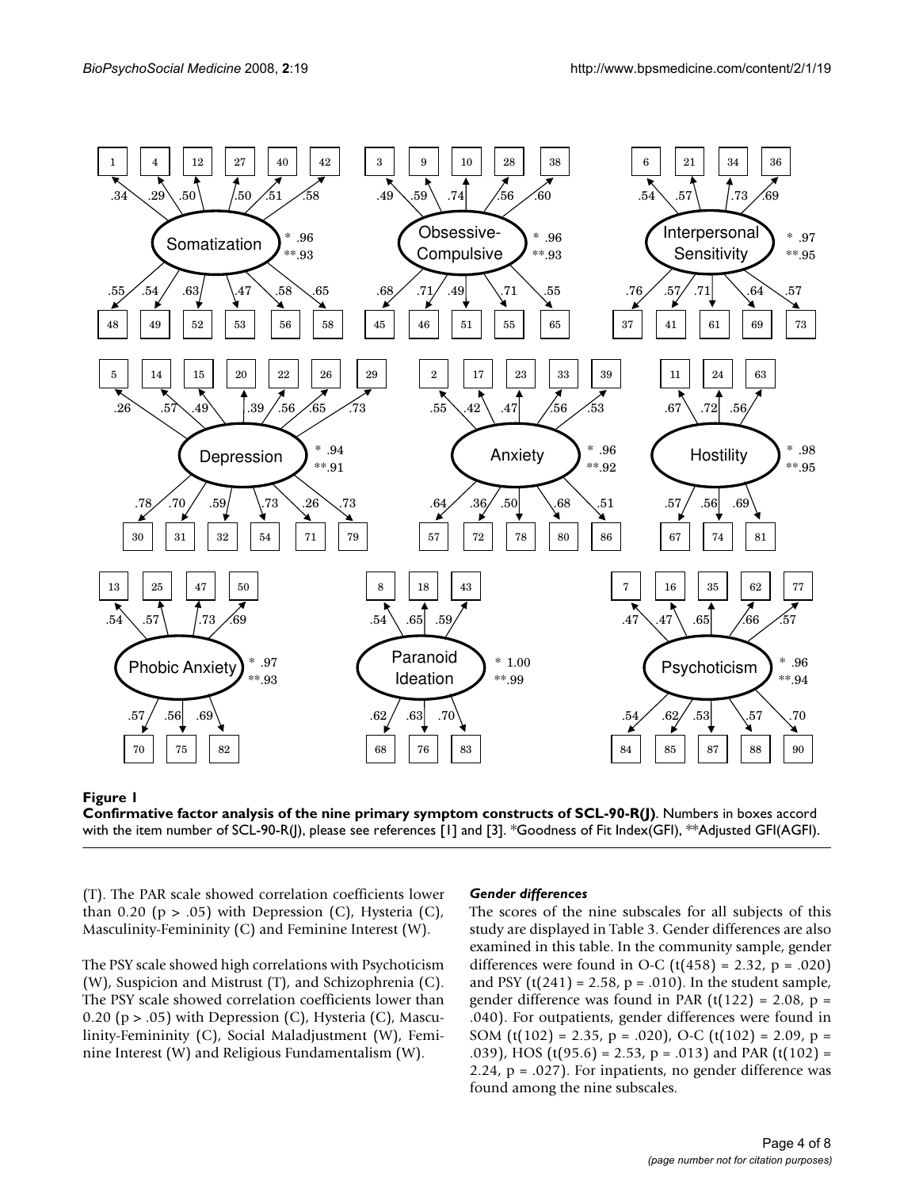**Figure 1**

**Confirmative factor analysis of the nine primary symptom constructs of SCL-90-R(J)**. Numbers in boxes accord with the item number of SCL-90-R(J), please see references [1] and [3]. *Goodness of Fit Index(GFI), **Adjusted GFI(AGFI).

(T). The PAR scale showed correlation coefficients lower than 0.20 ($p > .05$) with Depression (C), Hysteria (C), Masculinity-Femininity (C) and Feminine Interest (W).

The PSY scale showed high correlations with Psychoticism (W), Suspicion and Mistrust (T), and Schizophrenia (C). The PSY scale showed correlation coefficients lower than 0.20 ($p > .05$) with Depression (C), Hysteria (C), Masculinity-Femininity (C), Social Maladjustment (W), Feminine Interest (W) and Religious Fundamentalism (W).

### *Gender differences*

The scores of the nine subscales for all subjects of this study are displayed in Table 3. Gender differences are also examined in this table. In the community sample, gender differences were found in O-C ($t(458) = 2.32$, $p = .020$) and PSY ($t(241) = 2.58$, $p = .010$). In the student sample, gender difference was found in PAR ($t(122) = 2.08$, $p = .040$). For outpatients, gender differences were found in SOM ($t(102) = 2.35$, $p = .020$), O-C ($t(102) = 2.09$, $p = .039$), HOS ($t(95.6) = 2.53$, $p = .013$) and PAR ($t(102) = 2.24$, $p = .027$). For inpatients, no gender difference was found among the nine subscales.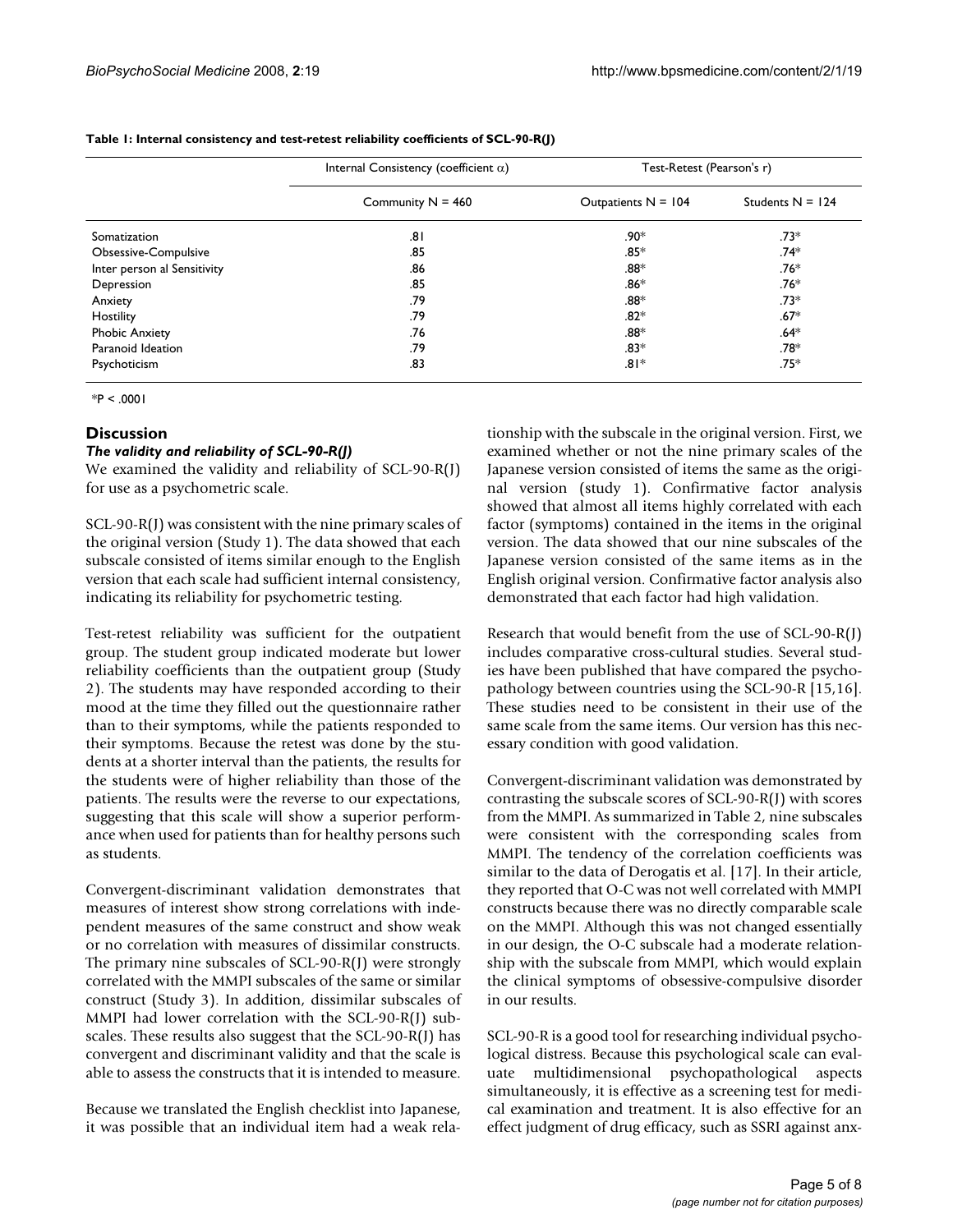**Table 1: Internal consistency and test-retest reliability coefficients of SCL-90-R(J)**

| | Internal Consistency (coefficient α) | Test-Retest (Pearson's r) | |
|---|---|---|---|
| | Community N = 460 | Outpatients N = 104 | Students N = 124 |
| Somatization | .81 | .90* | .73* |
| Obsessive-Compulsive | .85 | .85* | .74* |
| Inter person al Sensitivity | .86 | .88* | .76* |
| Depression | .85 | .86* | .76* |
| Anxiety | .79 | .88* | .73* |
| Hostility | .79 | .82* | .67* |
| Phobic Anxiety | .76 | .88* | .64* |
| Paranoid Ideation | .79 | .83* | .78* |
| Psychoticism | .83 | .81* | .75* |

*P < .0001

## Discussion

### *The validity and reliability of SCL-90-R(J)*

We examined the validity and reliability of SCL-90-R(J) for use as a psychometric scale.

SCL-90-R(J) was consistent with the nine primary scales of the original version (Study 1). The data showed that each subscale consisted of items similar enough to the English version that each scale had sufficient internal consistency, indicating its reliability for psychometric testing.

Test-retest reliability was sufficient for the outpatient group. The student group indicated moderate but lower reliability coefficients than the outpatient group (Study 2). The students may have responded according to their mood at the time they filled out the questionnaire rather than to their symptoms, while the patients responded to their symptoms. Because the retest was done by the students at a shorter interval than the patients, the results for the students were of higher reliability than those of the patients. The results were the reverse to our expectations, suggesting that this scale will show a superior performance when used for patients than for healthy persons such as students.

Convergent-discriminant validation demonstrates that measures of interest show strong correlations with independent measures of the same construct and show weak or no correlation with measures of dissimilar constructs. The primary nine subscales of SCL-90-R(J) were strongly correlated with the MMPI subscales of the same or similar construct (Study 3). In addition, dissimilar subscales of MMPI had lower correlation with the SCL-90-R(J) subscales. These results also suggest that the SCL-90-R(J) has convergent and discriminant validity and that the scale is able to assess the constructs that it is intended to measure.

Because we translated the English checklist into Japanese, it was possible that an individual item had a weak relationship with the subscale in the original version. First, we examined whether or not the nine primary scales of the Japanese version consisted of items the same as the original version (study 1). Confirmative factor analysis showed that almost all items highly correlated with each factor (symptoms) contained in the items in the original version. The data showed that our nine subscales of the Japanese version consisted of the same items as in the English original version. Confirmative factor analysis also demonstrated that each factor had high validation.

Research that would benefit from the use of SCL-90-R(J) includes comparative cross-cultural studies. Several studies have been published that have compared the psychopathology between countries using the SCL-90-R [15,16]. These studies need to be consistent in their use of the same scale from the same items. Our version has this necessary condition with good validation.

Convergent-discriminant validation was demonstrated by contrasting the subscale scores of SCL-90-R(J) with scores from the MMPI. As summarized in Table 2, nine subscales were consistent with the corresponding scales from MMPI. The tendency of the correlation coefficients was similar to the data of Derogatis et al. [17]. In their article, they reported that O-C was not well correlated with MMPI constructs because there was no directly comparable scale on the MMPI. Although this was not changed essentially in our design, the O-C subscale had a moderate relationship with the subscale from MMPI, which would explain the clinical symptoms of obsessive-compulsive disorder in our results.

SCL-90-R is a good tool for researching individual psychological distress. Because this psychological scale can evaluate multidimensional psychopathological aspects simultaneously, it is effective as a screening test for medical examination and treatment. It is also effective for an effect judgment of drug efficacy, such as SSRI against anx-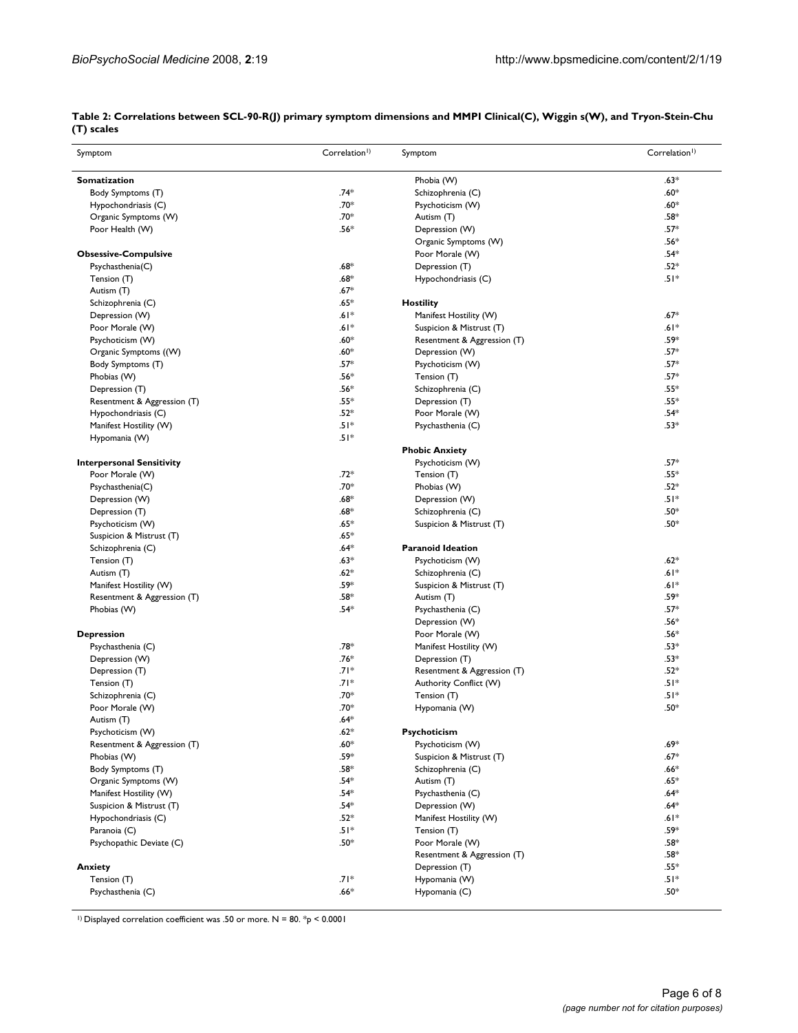**Table 2: Correlations between SCL-90-R(J) primary symptom dimensions and MMPI Clinical(C), Wiggin s(W), and Tryon-Stein-Chu (T) scales**

| Symptom | Correlation[1)] | Symptom | Correlation[1)] |
| --- | --- | --- | --- |
| **Somatization** | | Phobia (W) | .63* |
| Body Symptoms (T) | .74* | Schizophrenia (C) | .60* |
| Hypochondriasis (C) | .70* | Psychoticism (W) | .60* |
| Organic Symptoms (W) | .70* | Autism (T) | .58* |
| Poor Health (W) | .56* | Depression (W) | .57* |
| | | Organic Symptoms (W) | .56* |
| **Obsessive-Compulsive** | | Poor Morale (W) | .54* |
| Psychasthenia(C) | .68* | Depression (T) | .52* |
| Tension (T) | .68* | Hypochondriasis (C) | .51* |
| Autism (T) | .67* | | |
| Schizophrenia (C) | .65* | **Hostility** | |
| Depression (W) | .61* | Manifest Hostility (W) | .67* |
| Poor Morale (W) | .61* | Suspicion & Mistrust (T) | .61* |
| Psychoticism (W) | .60* | Resentment & Aggression (T) | .59* |
| Organic Symptoms ((W) | .60* | Depression (W) | .57* |
| Body Symptoms (T) | .57* | Psychoticism (W) | .57* |
| Phobias (W) | .56* | Tension (T) | .57* |
| Depression (T) | .56* | Schizophrenia (C) | .55* |
| Resentment & Aggression (T) | .55* | Depression (T) | .55* |
| Hypochondriasis (C) | .52* | Poor Morale (W) | .54* |
| Manifest Hostility (W) | .51* | Psychasthenia (C) | .53* |
| Hypomania (W) | .51* | | |
| | | **Phobic Anxiety** | |
| **Interpersonal Sensitivity** | | Psychoticism (W) | .57* |
| Poor Morale (W) | .72* | Tension (T) | .55* |
| Psychasthenia(C) | .70* | Phobias (W) | .52* |
| Depression (W) | .68* | Depression (W) | .51* |
| Depression (T) | .68* | Schizophrenia (C) | .50* |
| Psychoticism (W) | .65* | Suspicion & Mistrust (T) | .50* |
| Suspicion & Mistrust (T) | .65* | | |
| Schizophrenia (C) | .64* | **Paranoid Ideation** | |
| Tension (T) | .63* | Psychoticism (W) | .62* |
| Autism (T) | .62* | Schizophrenia (C) | .61* |
| Manifest Hostility (W) | .59* | Suspicion & Mistrust (T) | .61* |
| Resentment & Aggression (T) | .58* | Autism (T) | .59* |
| Phobias (W) | .54* | Psychasthenia (C) | .57* |
| | | Depression (W) | .56* |
| **Depression** | | Poor Morale (W) | .56* |
| Psychasthenia (C) | .78* | Manifest Hostility (W) | .53* |
| Depression (W) | .76* | Depression (T) | .53* |
| Depression (T) | .71* | Resentment & Aggression (T) | .52* |
| Tension (T) | .71* | Authority Conflict (W) | .51* |
| Schizophrenia (C) | .70* | Tension (T) | .51* |
| Poor Morale (W) | .70* | Hypomania (W) | .50* |
| Autism (T) | .64* | | |
| Psychoticism (W) | .62* | **Psychoticism** | |
| Resentment & Aggression (T) | .60* | Psychoticism (W) | .69* |
| Phobias (W) | .59* | Suspicion & Mistrust (T) | .67* |
| Body Symptoms (T) | .58* | Schizophrenia (C) | .66* |
| Organic Symptoms (W) | .54* | Autism (T) | .65* |
| Manifest Hostility (W) | .54* | Psychasthenia (C) | .64* |
| Suspicion & Mistrust (T) | .54* | Depression (W) | .64* |
| Hypochondriasis (C) | .52* | Manifest Hostility (W) | .61* |
| Paranoia (C) | .51* | Tension (T) | .59* |
| Psychopathic Deviate (C) | .50* | Poor Morale (W) | .58* |
| | | Resentment & Aggression (T) | .58* |
| **Anxiety** | | Depression (T) | .55* |
| Tension (T) | .71* | Hypomania (W) | .51* |
| Psychasthenia (C) | .66* | Hypomania (C) | .50* |

[1)] Displayed correlation coefficient was .50 or more. N = 80. *$p < 0.0001$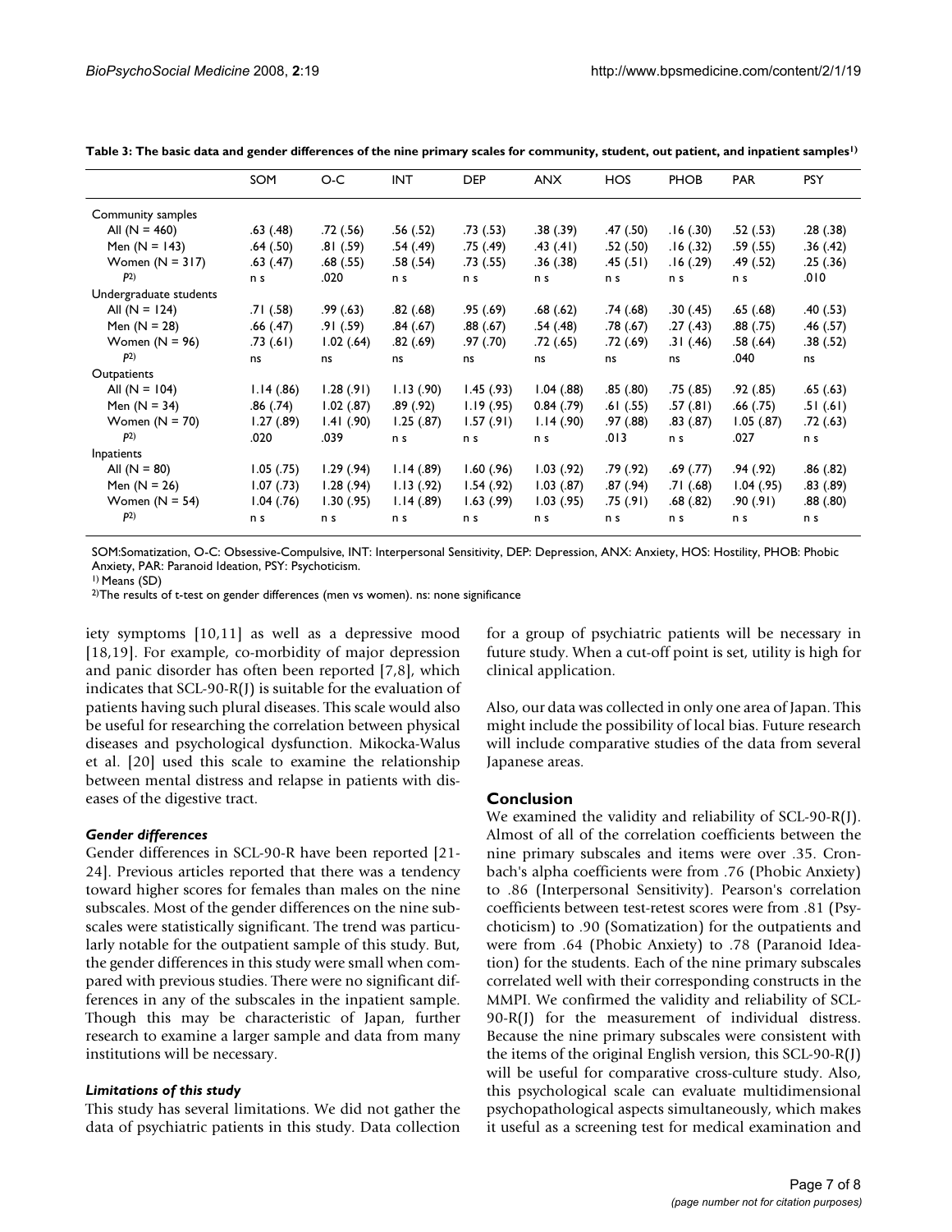**Table 3: The basic data and gender differences of the nine primary scales for community, student, out patient, and inpatient samples[1)]**

| | SOM | O-C | INT | DEP | ANX | HOS | PHOB | PAR | PSY |
|---|---|---|---|---|---|---|---|---|---|
| Community samples | | | | | | | | | |
| All (N = 460) | .63 (.48) | .72 (.56) | .56 (.52) | .73 (.53) | .38 (.39) | .47 (.50) | .16 (.30) | .52 (.53) | .28 (.38) |
| Men (N = 143) | .64 (.50) | .81 (.59) | .54 (.49) | .75 (.49) | .43 (.41) | .52 (.50) | .16 (.32) | .59 (.55) | .36 (.42) |
| Women (N = 317) | .63 (.47) | .68 (.55) | .58 (.54) | .73 (.55) | .36 (.38) | .45 (.51) | .16 (.29) | .49 (.52) | .25 (.36) |
| P[2)] | n s | .020 | n s | n s | n s | n s | n s | n s | .010 |
| Undergraduate students | | | | | | | | | |
| All (N = 124) | .71 (.58) | .99 (.63) | .82 (.68) | .95 (.69) | .68 (.62) | .74 (.68) | .30 (.45) | .65 (.68) | .40 (.53) |
| Men (N = 28) | .66 (.47) | .91 (.59) | .84 (.67) | .88 (.67) | .54 (.48) | .78 (.67) | .27 (.43) | .88 (.75) | .46 (.57) |
| Women (N = 96) | .73 (.61) | 1.02 (.64) | .82 (.69) | .97 (.70) | .72 (.65) | .72 (.69) | .31 (.46) | .58 (.64) | .38 (.52) |
| P[2)] | ns | ns | ns | ns | ns | ns | ns | .040 | ns |
| Outpatients | | | | | | | | | |
| All (N = 104) | 1.14 (.86) | 1.28 (.91) | 1.13 (.90) | 1.45 (.93) | 1.04 (.88) | .85 (.80) | .75 (.85) | .92 (.85) | .65 (.63) |
| Men (N = 34) | .86 (.74) | 1.02 (.87) | .89 (.92) | 1.19 (.95) | 0.84 (.79) | .61 (.55) | .57 (.81) | .66 (.75) | .51 (.61) |
| Women (N = 70) | 1.27 (.89) | 1.41 (.90) | 1.25 (.87) | 1.57 (.91) | 1.14 (.90) | .97 (.88) | .83 (.87) | 1.05 (.87) | .72 (.63) |
| P[2)] | .020 | .039 | n s | n s | n s | .013 | n s | .027 | n s |
| Inpatients | | | | | | | | | |
| All (N = 80) | 1.05 (.75) | 1.29 (.94) | 1.14 (.89) | 1.60 (.96) | 1.03 (.92) | .79 (.92) | .69 (.77) | .94 (.92) | .86 (.82) |
| Men (N = 26) | 1.07 (.73) | 1.28 (.94) | 1.13 (.92) | 1.54 (.92) | 1.03 (.87) | .87 (.94) | .71 (.68) | 1.04 (.95) | .83 (.89) |
| Women (N = 54) | 1.04 (.76) | 1.30 (.95) | 1.14 (.89) | 1.63 (.99) | 1.03 (.95) | .75 (.91) | .68 (.82) | .90 (.91) | .88 (.80) |
| P[2)] | n s | n s | n s | n s | n s | n s | n s | n s | n s |

SOM:Somatization, O-C: Obsessive-Compulsive, INT: Interpersonal Sensitivity, DEP: Depression, ANX: Anxiety, HOS: Hostility, PHOB: Phobic Anxiety, PAR: Paranoid Ideation, PSY: Psychoticism.

[1)] Means (SD)

[2)]The results of t-test on gender differences (men vs women). ns: none significance

iety symptoms [10,11] as well as a depressive mood [18,19]. For example, co-morbidity of major depression and panic disorder has often been reported [7,8], which indicates that SCL-90-R(J) is suitable for the evaluation of patients having such plural diseases. This scale would also be useful for researching the correlation between physical diseases and psychological dysfunction. Mikocka-Walus et al. [20] used this scale to examine the relationship between mental distress and relapse in patients with diseases of the digestive tract.

### *Gender differences*

Gender differences in SCL-90-R have been reported [21-24]. Previous articles reported that there was a tendency toward higher scores for females than males on the nine subscales. Most of the gender differences on the nine subscales were statistically significant. The trend was particularly notable for the outpatient sample of this study. But, the gender differences in this study were small when compared with previous studies. There were no significant differences in any of the subscales in the inpatient sample. Though this may be characteristic of Japan, further research to examine a larger sample and data from many institutions will be necessary.

### *Limitations of this study*

This study has several limitations. We did not gather the data of psychiatric patients in this study. Data collection for a group of psychiatric patients will be necessary in future study. When a cut-off point is set, utility is high for clinical application.

Also, our data was collected in only one area of Japan. This might include the possibility of local bias. Future research will include comparative studies of the data from several Japanese areas.

## Conclusion

We examined the validity and reliability of SCL-90-R(J). Almost of all of the correlation coefficients between the nine primary subscales and items were over .35. Cronbach's alpha coefficients were from .76 (Phobic Anxiety) to .86 (Interpersonal Sensitivity). Pearson's correlation coefficients between test-retest scores were from .81 (Psychoticism) to .90 (Somatization) for the outpatients and were from .64 (Phobic Anxiety) to .78 (Paranoid Ideation) for the students. Each of the nine primary subscales correlated well with their corresponding constructs in the MMPI. We confirmed the validity and reliability of SCL-90-R(J) for the measurement of individual distress. Because the nine primary subscales were consistent with the items of the original English version, this SCL-90-R(J) will be useful for comparative cross-culture study. Also, this psychological scale can evaluate multidimensional psychopathological aspects simultaneously, which makes it useful as a screening test for medical examination and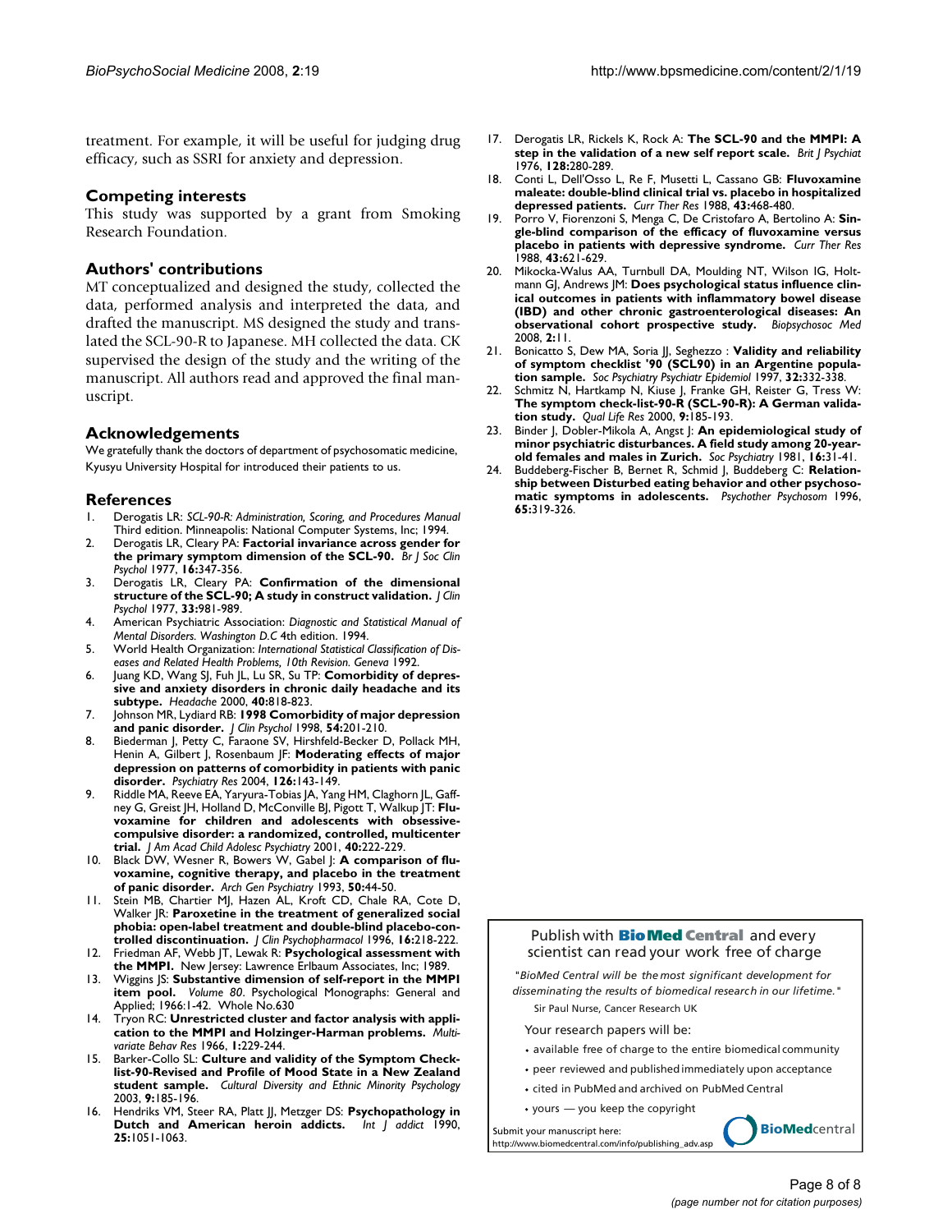treatment. For example, it will be useful for judging drug efficacy, such as SSRI for anxiety and depression.

## Competing interests

This study was supported by a grant from Smoking Research Foundation.

## Authors' contributions

MT conceptualized and designed the study, collected the data, performed analysis and interpreted the data, and drafted the manuscript. MS designed the study and translated the SCL-90-R to Japanese. MH collected the data. CK supervised the design of the study and the writing of the manuscript. All authors read and approved the final manuscript.

## Acknowledgements

We gratefully thank the doctors of department of psychosomatic medicine, Kyusyu University Hospital for introduced their patients to us.

## References

1. Derogatis LR: *SCL-90-R: Administration, Scoring, and Procedures Manual* Third edition. Minneapolis: National Computer Systems, Inc; 1994.
2. Derogatis LR, Cleary PA: **Factorial invariance across gender for the primary symptom dimension of the SCL-90.** *Br J Soc Clin Psychol* 1977, **16:**347-356.
3. Derogatis LR, Cleary PA: **Confirmation of the dimensional structure of the SCL-90; A study in construct validation.** *J Clin Psychol* 1977, **33:**981-989.
4. American Psychiatric Association: *Diagnostic and Statistical Manual of Mental Disorders. Washington D.C* 4th edition. 1994.
5. World Health Organization: *International Statistical Classification of Diseases and Related Health Problems, 10th Revision. Geneva* 1992.
6. Juang KD, Wang SJ, Fuh JL, Lu SR, Su TP: **Comorbidity of depressive and anxiety disorders in chronic daily headache and its subtype.** *Headache* 2000, **40:**818-823.
7. Johnson MR, Lydiard RB: **1998 Comorbidity of major depression and panic disorder.** *J Clin Psychol* 1998, **54:**201-210.
8. Biederman J, Petty C, Faraone SV, Hirshfeld-Becker D, Pollack MH, Henin A, Gilbert J, Rosenbaum JF: **Moderating effects of major depression on patterns of comorbidity in patients with panic disorder.** *Psychiatry Res* 2004, **126:**143-149.
9. Riddle MA, Reeve EA, Yaryura-Tobias JA, Yang HM, Claghorn JL, Gaffney G, Greist JH, Holland D, McConville BJ, Pigott T, Walkup JT: **Fluvoxamine for children and adolescents with obsessive-compulsive disorder: a randomized, controlled, multicenter trial.** *J Am Acad Child Adolesc Psychiatry* 2001, **40:**222-229.
10. Black DW, Wesner R, Bowers W, Gabel J: **A comparison of fluvoxamine, cognitive therapy, and placebo in the treatment of panic disorder.** *Arch Gen Psychiatry* 1993, **50:**44-50.
11. Stein MB, Chartier MJ, Hazen AL, Kroft CD, Chale RA, Cote D, Walker JR: **Paroxetine in the treatment of generalized social phobia: open-label treatment and double-blind placebo-controlled discontinuation.** *J Clin Psychopharmacol* 1996, **16:**218-222.
12. Friedman AF, Webb JT, Lewak R: **Psychological assessment with the MMPI.** New Jersey: Lawrence Erlbaum Associates, Inc; 1989.
13. Wiggins JS: **Substantive dimension of self-report in the MMPI item pool.** *Volume 80*. Psychological Monographs: General and Applied; 1966:1-42. Whole No.630
14. Tryon RC: **Unrestricted cluster and factor analysis with application to the MMPI and Holzinger-Harman problems.** *Multivariate Behav Res* 1966, **1:**229-244.
15. Barker-Collo SL: **Culture and validity of the Symptom Checklist-90-Revised and Profile of Mood State in a New Zealand student sample.** *Cultural Diversity and Ethnic Minority Psychology* 2003, **9:**185-196.
16. Hendriks VM, Steer RA, Platt JJ, Metzger DS: **Psychopathology in Dutch and American heroin addicts.** *Int J addict* 1990, **25:**1051-1063.
17. Derogatis LR, Rickels K, Rock A: **The SCL-90 and the MMPI: A step in the validation of a new self report scale.** *Brit J Psychiat* 1976, **128:**280-289.
18. Conti L, Dell'Osso L, Re F, Musetti L, Cassano GB: **Fluvoxamine maleate: double-blind clinical trial vs. placebo in hospitalized depressed patients.** *Curr Ther Res* 1988, **43:**468-480.
19. Porro V, Fiorenzoni S, Menga C, De Cristofaro A, Bertolino A: **Single-blind comparison of the efficacy of fluvoxamine versus placebo in patients with depressive syndrome.** *Curr Ther Res* 1988, **43:**621-629.
20. Mikocka-Walus AA, Turnbull DA, Moulding NT, Wilson IG, Holtmann GJ, Andrews JM: **Does psychological status influence clinical outcomes in patients with inflammatory bowel disease (IBD) and other chronic gastroenterological diseases: An observational cohort prospective study.** *Biopsychosoc Med* 2008, **2:**11.
21. Bonicatto S, Dew MA, Soria JJ, Seghezzo : **Validity and reliability of symptom checklist '90 (SCL90) in an Argentine population sample.** *Soc Psychiatry Psychiatr Epidemiol* 1997, **32:**332-338.
22. Schmitz N, Hartkamp N, Kiuse J, Franke GH, Reister G, Tress W: **The symptom check-list-90-R (SCL-90-R): A German validation study.** *Qual Life Res* 2000, **9:**185-193.
23. Binder J, Dobler-Mikola A, Angst J: **An epidemiological study of minor psychiatric disturbances. A field study among 20-year-old females and males in Zurich.** *Soc Psychiatry* 1981, **16:**31-41.
24. Buddeberg-Fischer B, Bernet R, Schmid J, Buddeberg C: **Relationship between Disturbed eating behavior and other psychosomatic symptoms in adolescents.** *Psychother Psychosom* 1996, **65:**319-326.